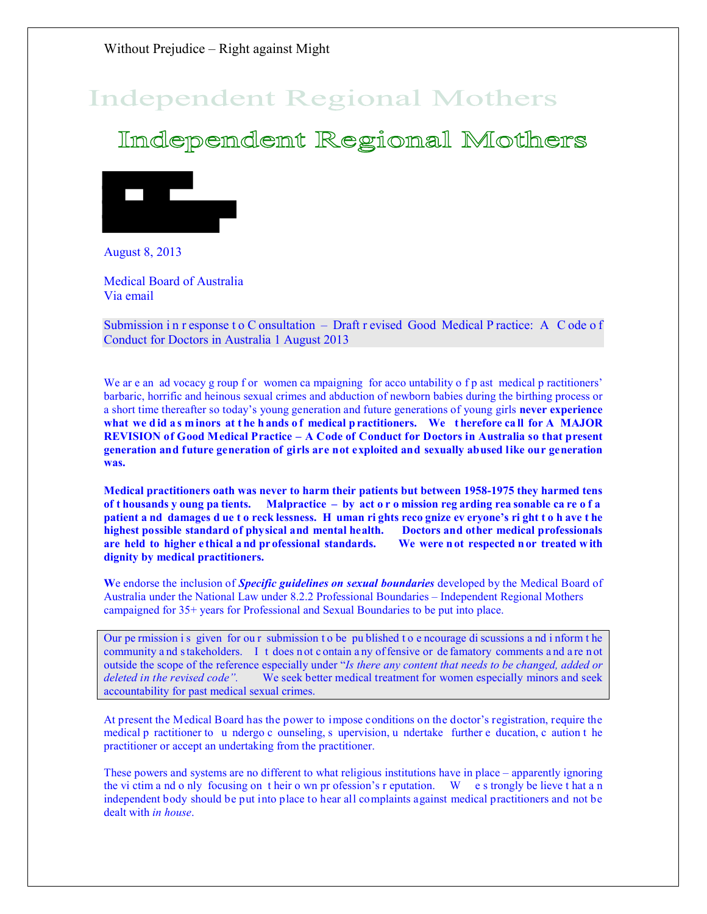Without Prejudice – Right against Might

# Independent Regional Mothers

August 8, 2013

Medical Board of Australia
Via email

Submission in response to Consultation – Draft revised Good Medical Practice: A Code of Conduct for Doctors in Australia 1 August 2013

We are an advocacy group for women campaigning for accountability of past medical practitioners' barbaric, horrific and heinous sexual crimes and abduction of newborn babies during the birthing process or a short time thereafter so today's young generation and future generations of young girls **never experience what we did as minors at the hands of medical practitioners. We therefore call for A MAJOR REVISION of Good Medical Practice – A Code of Conduct for Doctors in Australia so that present generation and future generation of girls are not exploited and sexually abused like our generation was.**

**Medical practitioners oath was never to harm their patients but between 1958-1975 they harmed tens of thousands young patients. Malpractice – by act or omission regarding reasonable care of a patient and damages due to recklessness. Human rights recognize everyone's right to have the highest possible standard of physical and mental health. Doctors and other medical professionals are held to higher ethical and professional standards. We were not respected nor treated with dignity by medical practitioners.**

**W**e endorse the inclusion of ***Specific guidelines on sexual boundaries*** developed by the Medical Board of Australia under the National Law under 8.2.2 Professional Boundaries – Independent Regional Mothers campaigned for 35+ years for Professional and Sexual Boundaries to be put into place.

Our permission is given for our submission to be published to encourage discussions and inform the community and stakeholders. It does not contain any offensive or defamatory comments and are not outside the scope of the reference especially under "*Is there any content that needs to be changed, added or deleted in the revised code".* We seek better medical treatment for women especially minors and seek accountability for past medical sexual crimes.

At present the Medical Board has the power to impose conditions on the doctor's registration, require the medical practitioner to undergo counseling, supervision, undertake further education, caution the practitioner or accept an undertaking from the practitioner.

These powers and systems are no different to what religious institutions have in place – apparently ignoring the victim and only focusing on their own profession's reputation. We strongly believe that an independent body should be put into place to hear all complaints against medical practitioners and not be dealt with *in house*.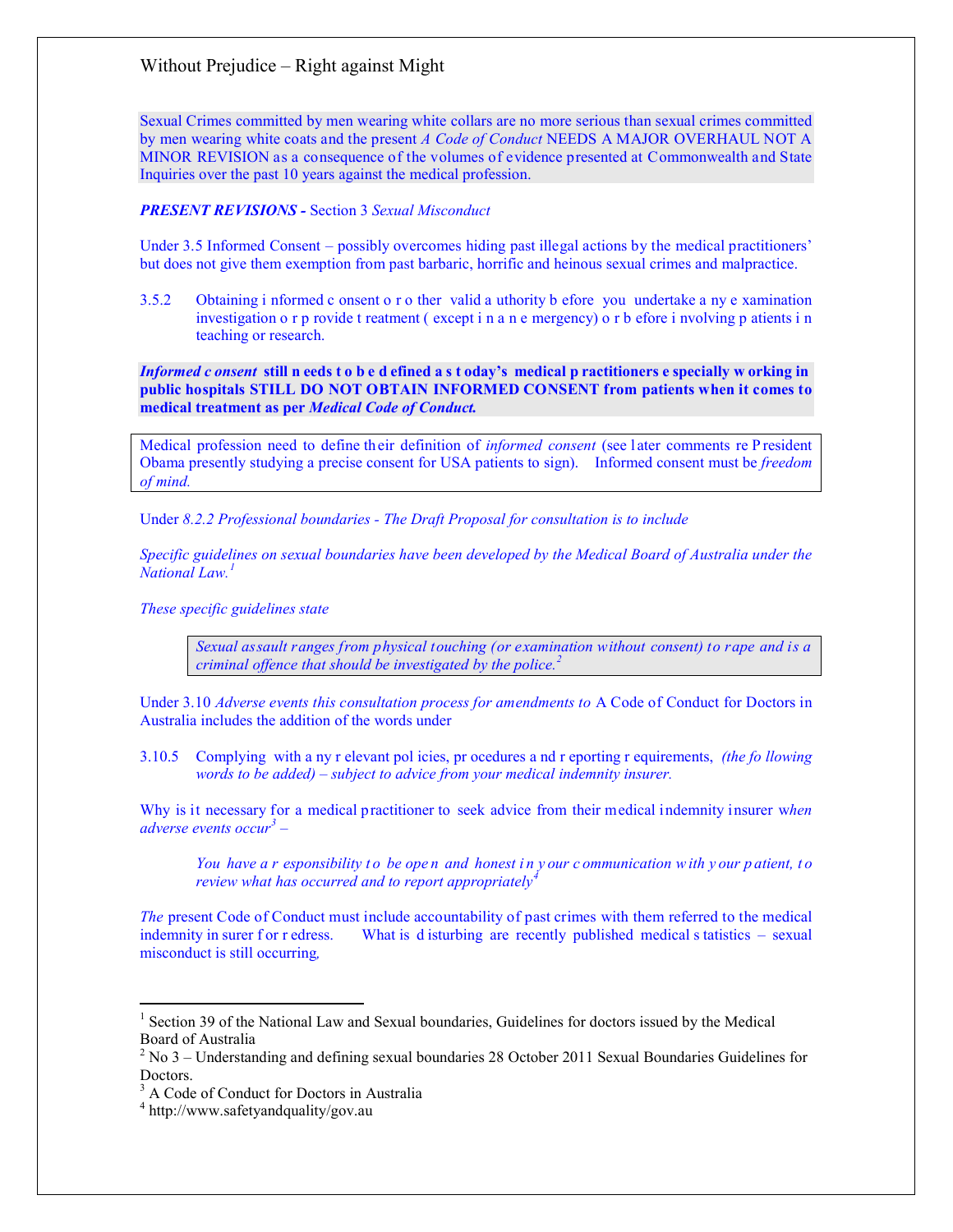Without Prejudice – Right against Might

Sexual Crimes committed by men wearing white collars are no more serious than sexual crimes committed by men wearing white coats and the present *A Code of Conduct* NEEDS A MAJOR OVERHAUL NOT A MINOR REVISION as a consequence of the volumes of evidence presented at Commonwealth and State Inquiries over the past 10 years against the medical profession.

***PRESENT REVISIONS -*** Section 3 *Sexual Misconduct*

Under 3.5 Informed Consent – possibly overcomes hiding past illegal actions by the medical practitioners' but does not give them exemption from past barbaric, horrific and heinous sexual crimes and malpractice.

3.5.2 Obtaining informed consent or other valid authority before you undertake any examination investigation or provide treatment (except in an emergency) or before involving patients in teaching or research.

***Informed consent*** **still needs to be defined as today's medical practitioners especially working in public hospitals STILL DO NOT OBTAIN INFORMED CONSENT from patients when it comes to medical treatment as per** ***Medical Code of Conduct.***

Medical profession need to define their definition of *informed consent* (see later comments re President Obama presently studying a precise consent for USA patients to sign). Informed consent must be *freedom of mind.*

Under *8.2.2 Professional boundaries - The Draft Proposal for consultation is to include*

*Specific guidelines on sexual boundaries have been developed by the Medical Board of Australia under the National Law.*[1]

*These specific guidelines state*

> *Sexual assault ranges from physical touching (or examination without consent) to rape and is a criminal offence that should be investigated by the police.*[2]

Under 3.10 *Adverse events this consultation process for amendments to* A Code of Conduct for Doctors in Australia includes the addition of the words under

3.10.5 Complying with any relevant policies, procedures and reporting requirements, *(the following words to be added) – subject to advice from your medical indemnity insurer.*

Why is it necessary for a medical practitioner to seek advice from their medical indemnity insurer w*hen adverse events occur*[3] –

> *You have a responsibility to be open and honest in your communication with your patient, to review what has occurred and to report appropriately*[4]

*The* present Code of Conduct must include accountability of past crimes with them referred to the medical indemnity insurer for redress. What is disturbing are recently published medical statistics – sexual misconduct is still occurring,

---

[1] Section 39 of the National Law and Sexual boundaries, Guidelines for doctors issued by the Medical Board of Australia

[2] No 3 – Understanding and defining sexual boundaries 28 October 2011 Sexual Boundaries Guidelines for Doctors.

[3] A Code of Conduct for Doctors in Australia

[4] http://www.safetyandquality/gov.au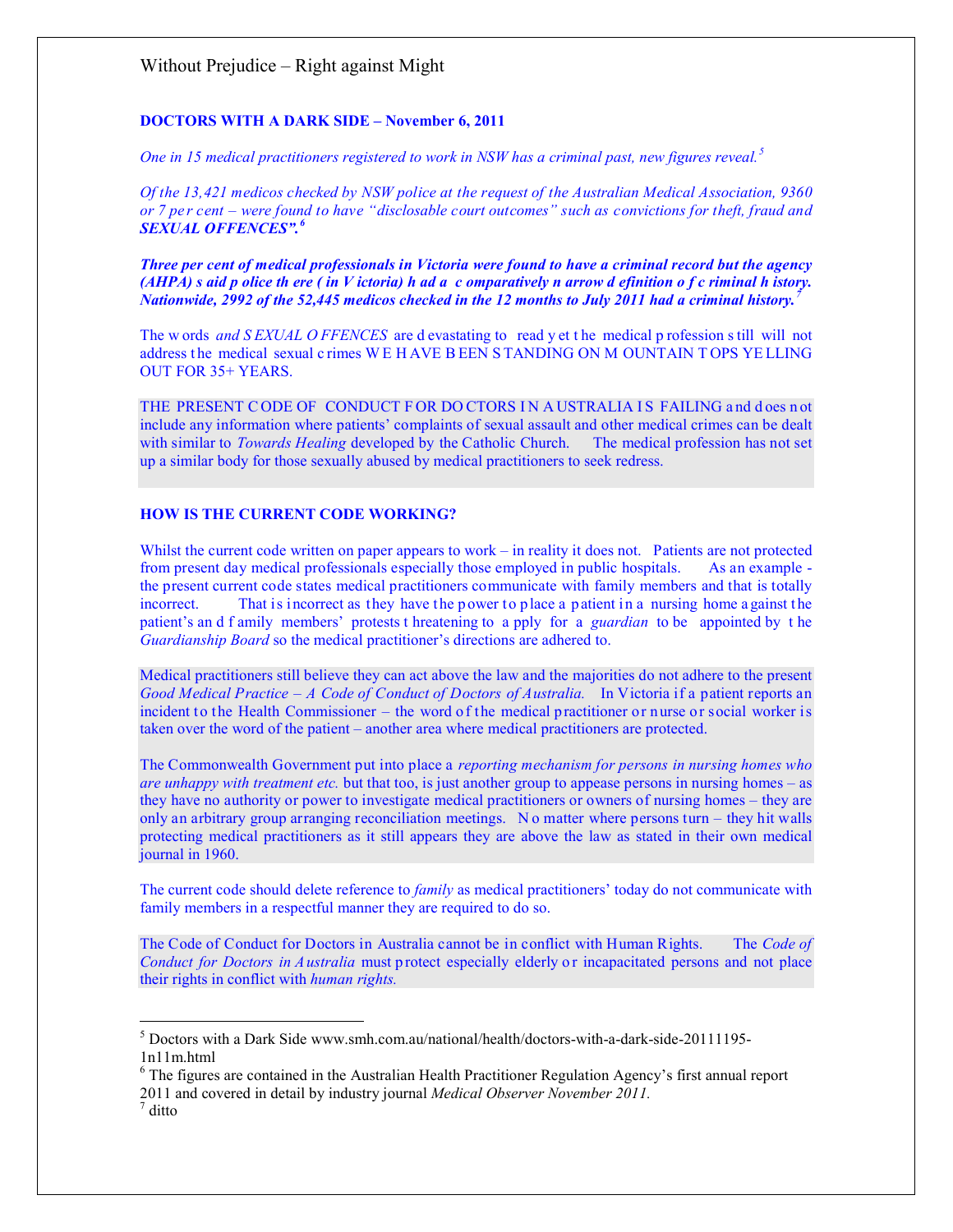**DOCTORS WITH A DARK SIDE – November 6, 2011**

*One in 15 medical practitioners registered to work in NSW has a criminal past, new figures reveal.*[5]

*Of the 13,421 medicos checked by NSW police at the request of the Australian Medical Association, 9360 or 7 per cent – were found to have "disclosable court outcomes" such as convictions for theft, fraud and* ***SEXUAL OFFENCES".***[6]

***Three per cent of medical professionals in Victoria were found to have a criminal record but the agency (AHPA) said police there (in Victoria) had a comparatively narrow definition of criminal history. Nationwide, 2992 of the 52,445 medicos checked in the 12 months to July 2011 had a criminal history.***[7]

The words *and SEXUAL OFFENCES* are devastating to read yet the medical profession still will not address the medical sexual crimes WE HAVE BEEN STANDING ON MOUNTAIN TOPS YELLING OUT FOR 35+ YEARS.

THE PRESENT CODE OF CONDUCT FOR DOCTORS IN AUSTRALIA IS FAILING and does not include any information where patients' complaints of sexual assault and other medical crimes can be dealt with similar to *Towards Healing* developed by the Catholic Church. The medical profession has not set up a similar body for those sexually abused by medical practitioners to seek redress.

**HOW IS THE CURRENT CODE WORKING?**

Whilst the current code written on paper appears to work – in reality it does not. Patients are not protected from present day medical professionals especially those employed in public hospitals. As an example - the present current code states medical practitioners communicate with family members and that is totally incorrect. That is incorrect as they have the power to place a patient in a nursing home against the patient's and family members' protests threatening to apply for a *guardian* to be appointed by the *Guardianship Board* so the medical practitioner's directions are adhered to.

Medical practitioners still believe they can act above the law and the majorities do not adhere to the present *Good Medical Practice – A Code of Conduct of Doctors of Australia.* In Victoria if a patient reports an incident to the Health Commissioner – the word of the medical practitioner or nurse or social worker is taken over the word of the patient – another area where medical practitioners are protected.

The Commonwealth Government put into place a *reporting mechanism for persons in nursing homes who are unhappy with treatment etc.* but that too, is just another group to appease persons in nursing homes – as they have no authority or power to investigate medical practitioners or owners of nursing homes – they are only an arbitrary group arranging reconciliation meetings. No matter where persons turn – they hit walls protecting medical practitioners as it still appears they are above the law as stated in their own medical journal in 1960.

The current code should delete reference to *family* as medical practitioners' today do not communicate with family members in a respectful manner they are required to do so.

The Code of Conduct for Doctors in Australia cannot be in conflict with Human Rights. The *Code of Conduct for Doctors in Australia* must protect especially elderly or incapacitated persons and not place their rights in conflict with *human rights.*

---

[5] Doctors with a Dark Side www.smh.com.au/national/health/doctors-with-a-dark-side-20111195-1n11m.html

[6] The figures are contained in the Australian Health Practitioner Regulation Agency's first annual report 2011 and covered in detail by industry journal *Medical Observer November 2011.*

[7] ditto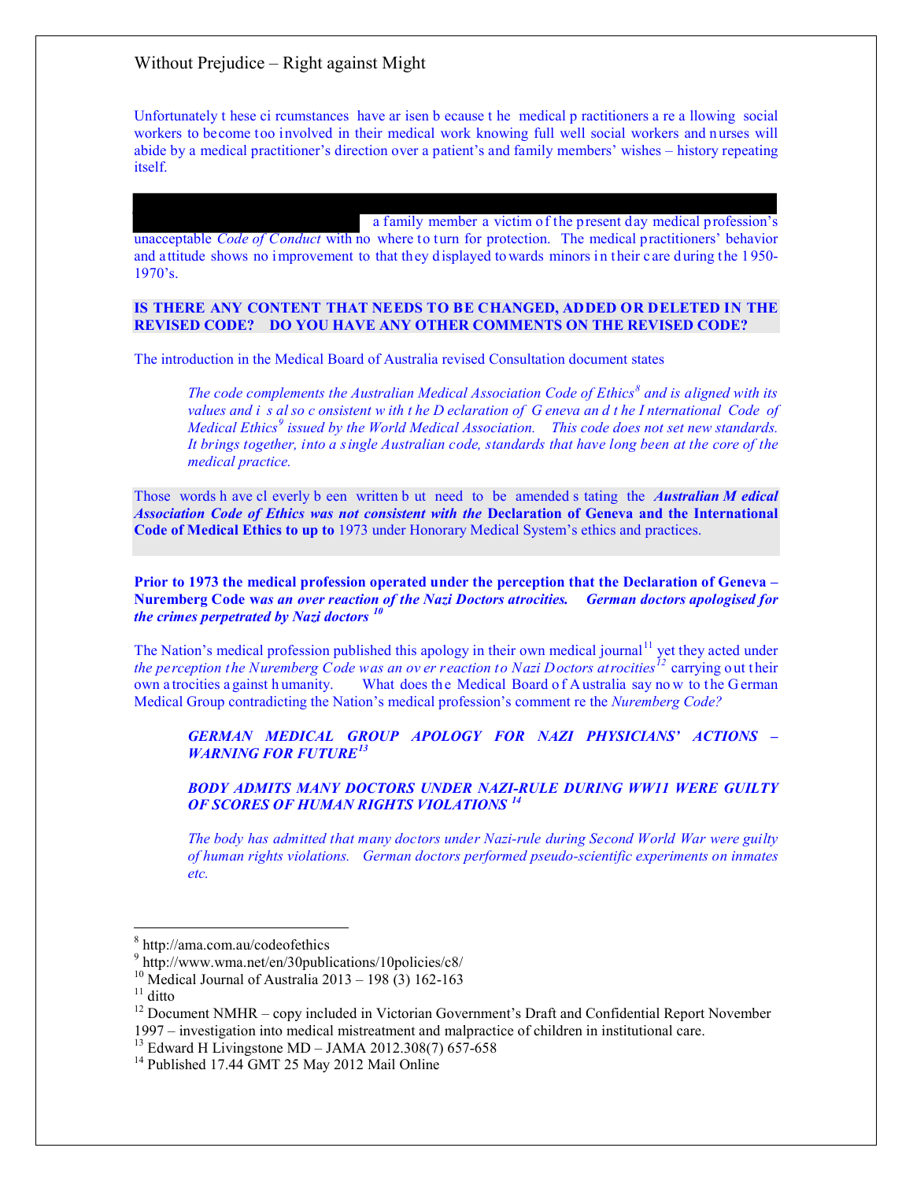Unfortunately these circumstances have arisen because the medical practitioners are allowing social workers to become too involved in their medical work knowing full well social workers and nurses will abide by a medical practitioner's direction over a patient's and family members' wishes – history repeating itself.

a family member a victim of the present day medical profession's unacceptable *Code of Conduct* with no where to turn for protection. The medical practitioners' behavior and attitude shows no improvement to that they displayed towards minors in their care during the 1950-1970's.

**IS THERE ANY CONTENT THAT NEEDS TO BE CHANGED, ADDED OR DELETED IN THE REVISED CODE? DO YOU HAVE ANY OTHER COMMENTS ON THE REVISED CODE?**

The introduction in the Medical Board of Australia revised Consultation document states

> *The code complements the Australian Medical Association Code of Ethics*[8] *and is aligned with its values and is also consistent with the Declaration of Geneva and the International Code of Medical Ethics*[9] *issued by the World Medical Association. This code does not set new standards. It brings together, into a single Australian code, standards that have long been at the core of the medical practice.*

Those words have cleverly been written but need to be amended stating the ***Australian Medical Association Code of Ethics was not consistent with the*** **Declaration of Geneva and the International Code of Medical Ethics to up to** 1973 under Honorary Medical System's ethics and practices.

**Prior to 1973 the medical profession operated under the perception that the Declaration of Geneva – Nuremberg Code *was an over reaction of the Nazi Doctors atrocities. German doctors apologised for the crimes perpetrated by Nazi doctors*** [10]

The Nation's medical profession published this apology in their own medical journal[11] yet they acted under *the perception the Nuremberg Code was an over reaction to Nazi Doctors atrocities*[12] carrying out their own atrocities against humanity. What does the Medical Board of Australia say now to the German Medical Group contradicting the Nation's medical profession's comment re the *Nuremberg Code?*

> ***GERMAN MEDICAL GROUP APOLOGY FOR NAZI PHYSICIANS' ACTIONS – WARNING FOR FUTURE***[13]
>
> ***BODY ADMITS MANY DOCTORS UNDER NAZI-RULE DURING WW11 WERE GUILTY OF SCORES OF HUMAN RIGHTS VIOLATIONS*** [14]
>
> *The body has admitted that many doctors under Nazi-rule during Second World War were guilty of human rights violations. German doctors performed pseudo-scientific experiments on inmates etc.*

---

[8] http://ama.com.au/codeofethics

[9] http://www.wma.net/en/30publications/10policies/c8/

[10] Medical Journal of Australia 2013 – 198 (3) 162-163

[11] ditto

[12] Document NMHR – copy included in Victorian Government's Draft and Confidential Report November 1997 – investigation into medical mistreatment and malpractice of children in institutional care.

[13] Edward H Livingstone MD – JAMA 2012.308(7) 657-658

[14] Published 17.44 GMT 25 May 2012 Mail Online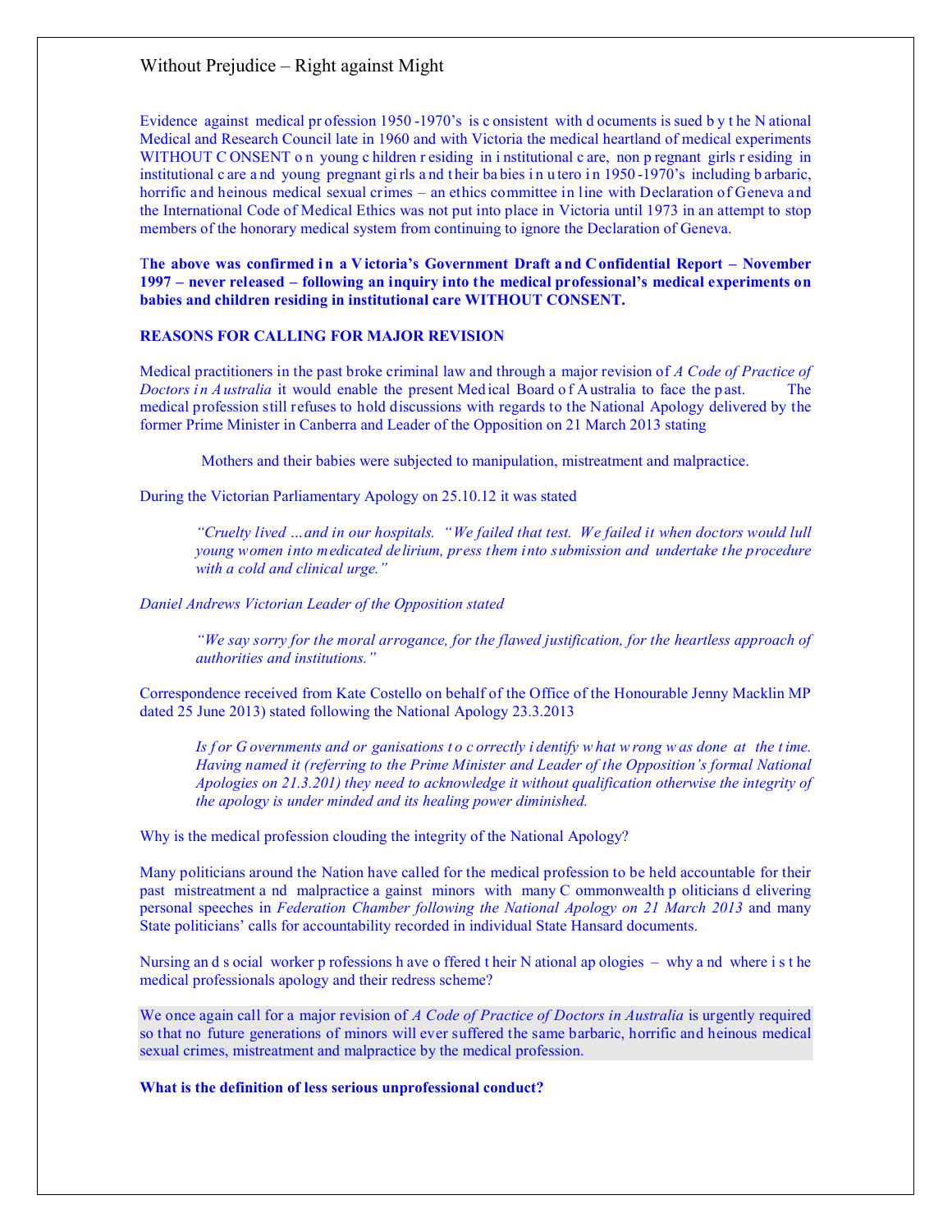Without Prejudice – Right against Might

Evidence against medical profession 1950-1970's is consistent with documents issued by the National Medical and Research Council late in 1960 and with Victoria the medical heartland of medical experiments WITHOUT CONSENT on young children residing in institutional care, non pregnant girls residing in institutional care and young pregnant girls and their babies in utero in 1950-1970's including barbaric, horrific and heinous medical sexual crimes – an ethics committee in line with Declaration of Geneva and the International Code of Medical Ethics was not put into place in Victoria until 1973 in an attempt to stop members of the honorary medical system from continuing to ignore the Declaration of Geneva.

**The above was confirmed in a Victoria's Government Draft and Confidential Report – November 1997 – never released – following an inquiry into the medical professional's medical experiments on babies and children residing in institutional care WITHOUT CONSENT.**

**REASONS FOR CALLING FOR MAJOR REVISION**

Medical practitioners in the past broke criminal law and through a major revision of *A Code of Practice of Doctors in Australia* it would enable the present Medical Board of Australia to face the past. The medical profession still refuses to hold discussions with regards to the National Apology delivered by the former Prime Minister in Canberra and Leader of the Opposition on 21 March 2013 stating

> Mothers and their babies were subjected to manipulation, mistreatment and malpractice.

During the Victorian Parliamentary Apology on 25.10.12 it was stated

> *"Cruelty lived …and in our hospitals. "We failed that test. We failed it when doctors would lull young women into medicated delirium, press them into submission and undertake the procedure with a cold and clinical urge."*

*Daniel Andrews Victorian Leader of the Opposition stated*

> *"We say sorry for the moral arrogance, for the flawed justification, for the heartless approach of authorities and institutions."*

Correspondence received from Kate Costello on behalf of the Office of the Honourable Jenny Macklin MP dated 25 June 2013) stated following the National Apology 23.3.2013

> *Is for Governments and organisations to correctly identify what wrong was done at the time. Having named it (referring to the Prime Minister and Leader of the Opposition's formal National Apologies on 21.3.201) they need to acknowledge it without qualification otherwise the integrity of the apology is under minded and its healing power diminished.*

Why is the medical profession clouding the integrity of the National Apology?

Many politicians around the Nation have called for the medical profession to be held accountable for their past mistreatment and malpractice against minors with many Commonwealth politicians delivering personal speeches in *Federation Chamber following the National Apology on 21 March 2013* and many State politicians' calls for accountability recorded in individual State Hansard documents.

Nursing and social worker professions have offered their National apologies – why and where is the medical professionals apology and their redress scheme?

We once again call for a major revision of *A Code of Practice of Doctors in Australia* is urgently required so that no future generations of minors will ever suffered the same barbaric, horrific and heinous medical sexual crimes, mistreatment and malpractice by the medical profession.

**What is the definition of less serious unprofessional conduct?**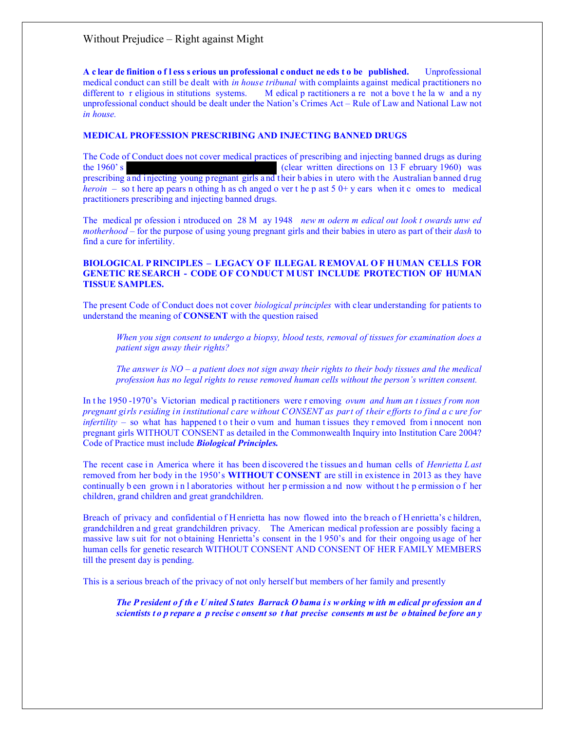**A clear definition of less serious unprofessional conduct needs to be published.** Unprofessional medical conduct can still be dealt with *in house tribunal* with complaints against medical practitioners no different to religious institutions systems. Medical practitioners are not above the law and any unprofessional conduct should be dealt under the Nation's Crimes Act – Rule of Law and National Law not *in house.*

**MEDICAL PROFESSION PRESCRIBING AND INJECTING BANNED DRUGS**

The Code of Conduct does not cover medical practices of prescribing and injecting banned drugs as during the 1960's s████████████████ (clear written directions on 13 February 1960) was prescribing and injecting young pregnant girls and their babies in utero with the Australian banned drug *heroin* – so there appears nothing has changed over the past 50+ years when it comes to medical practitioners prescribing and injecting banned drugs.

The medical profession introduced on 28 May 1948 *new modern medical outlook towards unwed motherhood* – for the purpose of using young pregnant girls and their babies in utero as part of their *dash* to find a cure for infertility.

**BIOLOGICAL PRINCIPLES – LEGACY OF ILLEGAL REMOVAL OF HUMAN CELLS FOR GENETIC RESEARCH - CODE OF CONDUCT MUST INCLUDE PROTECTION OF HUMAN TISSUE SAMPLES.**

The present Code of Conduct does not cover *biological principles* with clear understanding for patients to understand the meaning of **CONSENT** with the question raised

> *When you sign consent to undergo a biopsy, blood tests, removal of tissues for examination does a patient sign away their rights?*
>
> *The answer is NO – a patient does not sign away their rights to their body tissues and the medical profession has no legal rights to reuse removed human cells without the person's written consent.*

In the 1950 -1970's Victorian medical practitioners were removing *ovum and human tissues from non pregnant girls residing in institutional care without CONSENT as part of their efforts to find a cure for infertility* – so what has happened to their ovum and human tissues they removed from innocent non pregnant girls WITHOUT CONSENT as detailed in the Commonwealth Inquiry into Institution Care 2004? Code of Practice must include ***Biological Principles.***

The recent case in America where it has been discovered the tissues and human cells of *Henrietta Last* removed from her body in the 1950's **WITHOUT CONSENT** are still in existence in 2013 as they have continually been grown in laboratories without her permission and now without the permission of her children, grand children and great grandchildren.

Breach of privacy and confidential of Henrietta has now flowed into the breach of Henrietta's children, grandchildren and great grandchildren privacy. The American medical profession are possibly facing a massive law suit for not obtaining Henrietta's consent in the 1950's and for their ongoing usage of her human cells for genetic research WITHOUT CONSENT AND CONSENT OF HER FAMILY MEMBERS till the present day is pending.

This is a serious breach of the privacy of not only herself but members of her family and presently

> ***The President of the United States Barrack Obama is working with medical profession and scientists to prepare a precise consent so that precise consents must be obtained before any***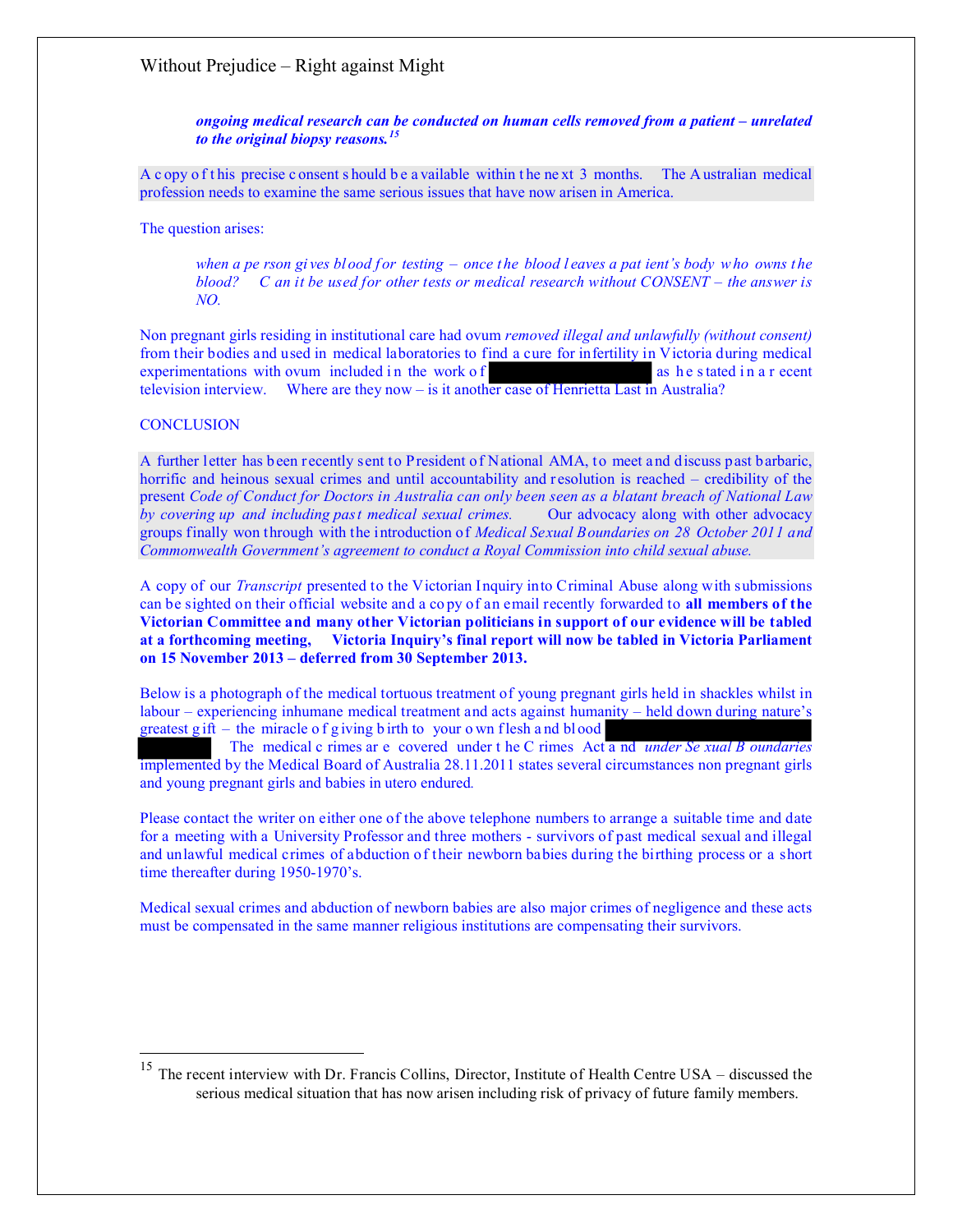*ongoing medical research can be conducted on human cells removed from a patient – unrelated to the original biopsy reasons.*[15]

A copy of this precise consent should be available within the next 3 months. The Australian medical profession needs to examine the same serious issues that have now arisen in America.

The question arises:

> *when a person gives blood for testing – once the blood leaves a patient's body who owns the blood? Can it be used for other tests or medical research without CONSENT – the answer is NO.*

Non pregnant girls residing in institutional care had ovum *removed illegal and unlawfully (without consent)* from their bodies and used in medical laboratories to find a cure for infertility in Victoria during medical experimentations with ovum included in the work of ██████████ as he stated in a recent television interview. Where are they now – is it another case of Henrietta Last in Australia?

CONCLUSION

A further letter has been recently sent to President of National AMA, to meet and discuss past barbaric, horrific and heinous sexual crimes and until accountability and resolution is reached – credibility of the present *Code of Conduct for Doctors in Australia can only been seen as a blatant breach of National Law by covering up and including past medical sexual crimes.* Our advocacy along with other advocacy groups finally won through with the introduction of *Medical Sexual Boundaries on 28 October 2011 and Commonwealth Government's agreement to conduct a Royal Commission into child sexual abuse.*

A copy of our *Transcript* presented to the Victorian Inquiry into Criminal Abuse along with submissions can be sighted on their official website and a copy of an email recently forwarded to **all members of the Victorian Committee and many other Victorian politicians in support of our evidence will be tabled at a forthcoming meeting, Victoria Inquiry's final report will now be tabled in Victoria Parliament on 15 November 2013 – deferred from 30 September 2013.**

Below is a photograph of the medical tortuous treatment of young pregnant girls held in shackles whilst in labour – experiencing inhumane medical treatment and acts against humanity – held down during nature's greatest gift – the miracle of giving birth to your own flesh and blood ██████████ ██████ The medical crimes are covered under the Crimes Act and *under Sexual Boundaries* implemented by the Medical Board of Australia 28.11.2011 states several circumstances non pregnant girls and young pregnant girls and babies in utero endured.

Please contact the writer on either one of the above telephone numbers to arrange a suitable time and date for a meeting with a University Professor and three mothers - survivors of past medical sexual and illegal and unlawful medical crimes of abduction of their newborn babies during the birthing process or a short time thereafter during 1950-1970's.

Medical sexual crimes and abduction of newborn babies are also major crimes of negligence and these acts must be compensated in the same manner religious institutions are compensating their survivors.

---

[15] The recent interview with Dr. Francis Collins, Director, Institute of Health Centre USA – discussed the serious medical situation that has now arisen including risk of privacy of future family members.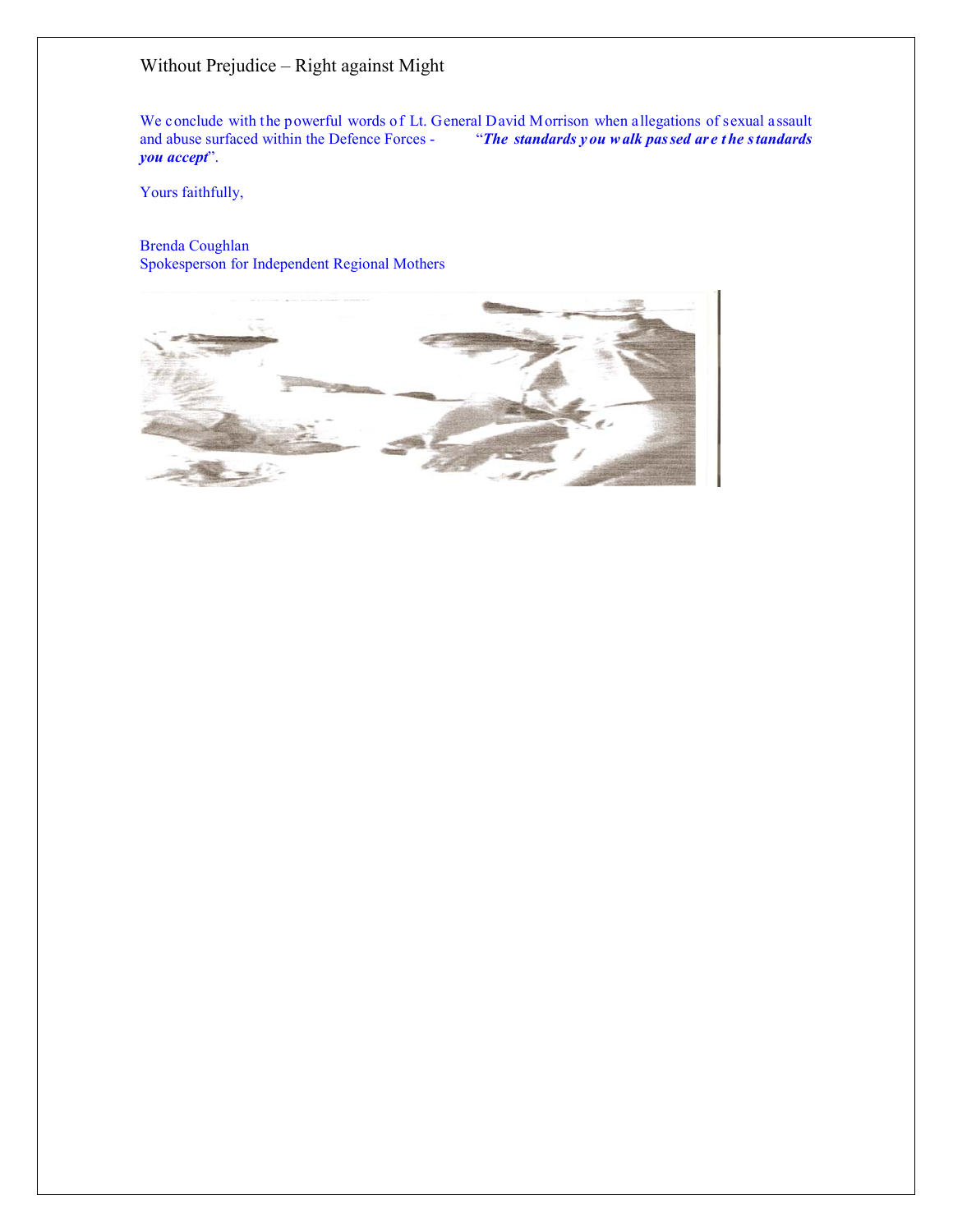We conclude with the powerful words of Lt. General David Morrison when allegations of sexual assault and abuse surfaced within the Defence Forces - "***The standards you walk passed are the standards you accept***".

Yours faithfully,

Brenda Coughlan
Spokesperson for Independent Regional Mothers